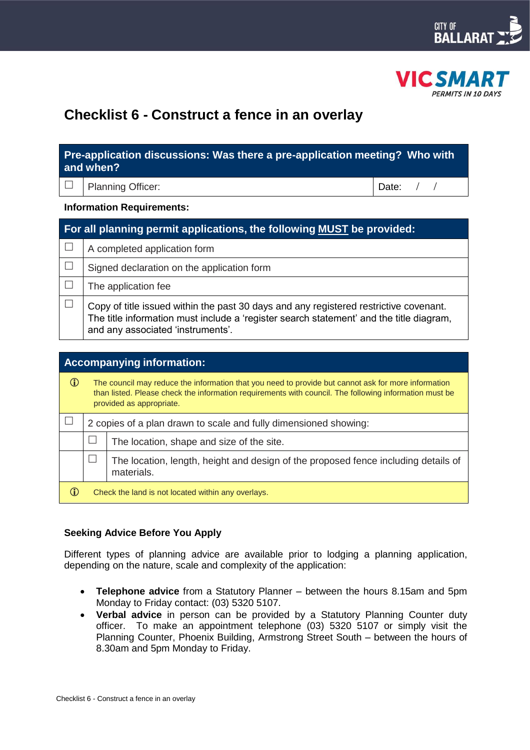CITY OF BALLARAT

VICSMART
PERMITS IN 10 DAYS

# Checklist 6 - Construct a fence in an overlay

| Pre-application discussions: Was there a pre-application meeting? Who with and when? | | |
|---|---|---|
| ☐ | Planning Officer: | Date: / / |

**Information Requirements:**

| | For all planning permit applications, the following MUST be provided: |
|---|---|
| ☐ | A completed application form |
| ☐ | Signed declaration on the application form |
| ☐ | The application fee |
| ☐ | Copy of title issued within the past 30 days and any registered restrictive covenant. The title information must include a 'register search statement' and the title diagram, and any associated 'instruments'. |

| Accompanying information: | | |
|---|---|---|
| ⓘ | The council may reduce the information that you need to provide but cannot ask for more information than listed. Please check the information requirements with council. The following information must be provided as appropriate. | |
| ☐ | 2 copies of a plan drawn to scale and fully dimensioned showing: | |
| | ☐ | The location, shape and size of the site. |
| | ☐ | The location, length, height and design of the proposed fence including details of materials. |
| ⓘ | Check the land is not located within any overlays. | |

**Seeking Advice Before You Apply**

Different types of planning advice are available prior to lodging a planning application, depending on the nature, scale and complexity of the application:

- **Telephone advice** from a Statutory Planner – between the hours 8.15am and 5pm Monday to Friday contact: (03) 5320 5107.
- **Verbal advice** in person can be provided by a Statutory Planning Counter duty officer. To make an appointment telephone (03) 5320 5107 or simply visit the Planning Counter, Phoenix Building, Armstrong Street South – between the hours of 8.30am and 5pm Monday to Friday.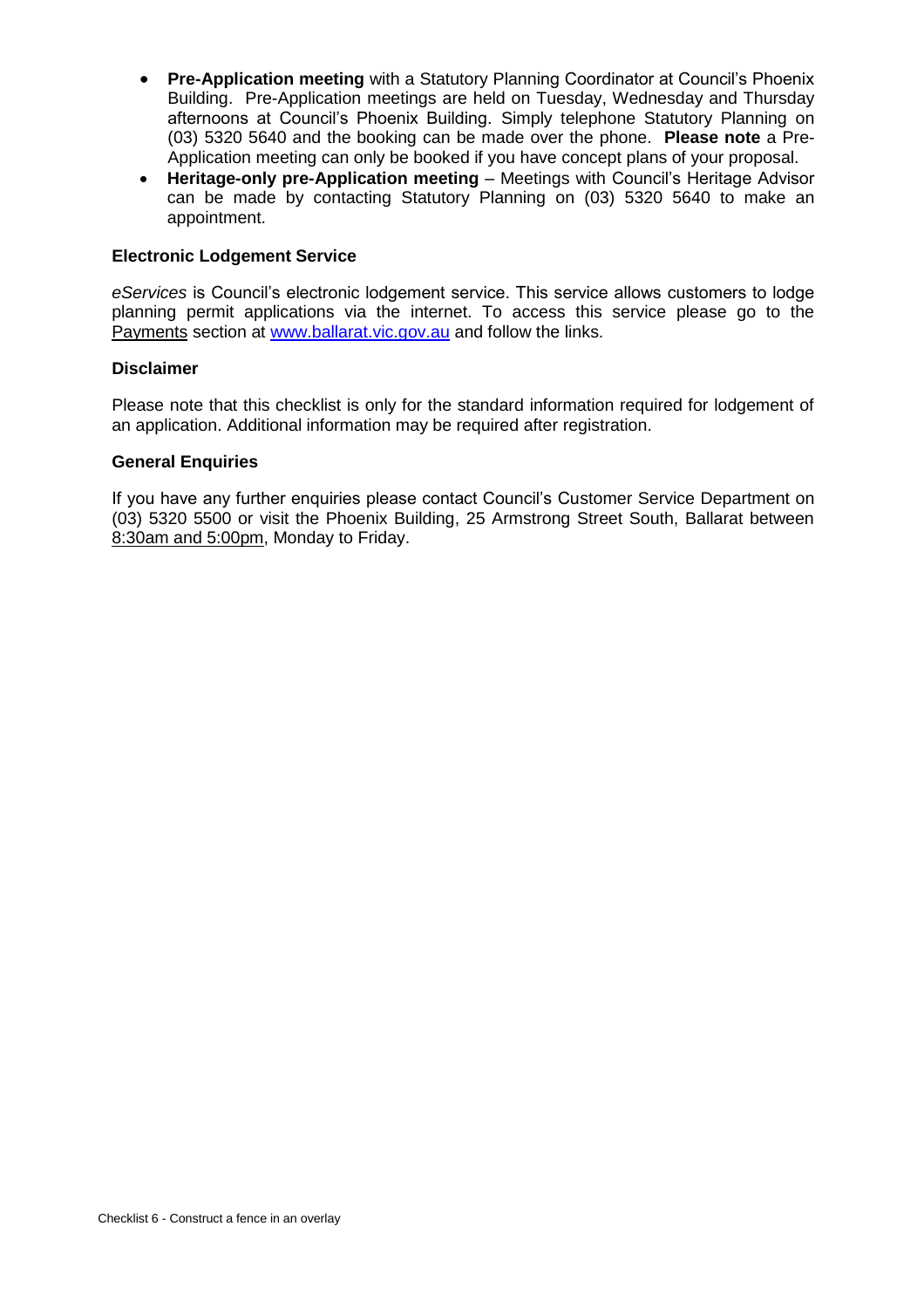- **Pre-Application meeting** with a Statutory Planning Coordinator at Council's Phoenix Building. Pre-Application meetings are held on Tuesday, Wednesday and Thursday afternoons at Council's Phoenix Building. Simply telephone Statutory Planning on (03) 5320 5640 and the booking can be made over the phone. **Please note** a Pre-Application meeting can only be booked if you have concept plans of your proposal.
- **Heritage-only pre-Application meeting** – Meetings with Council's Heritage Advisor can be made by contacting Statutory Planning on (03) 5320 5640 to make an appointment.

**Electronic Lodgement Service**

*eServices* is Council's electronic lodgement service. This service allows customers to lodge planning permit applications via the internet. To access this service please go to the Payments section at www.ballarat.vic.gov.au and follow the links.

**Disclaimer**

Please note that this checklist is only for the standard information required for lodgement of an application. Additional information may be required after registration.

**General Enquiries**

If you have any further enquiries please contact Council's Customer Service Department on (03) 5320 5500 or visit the Phoenix Building, 25 Armstrong Street South, Ballarat between 8:30am and 5:00pm, Monday to Friday.